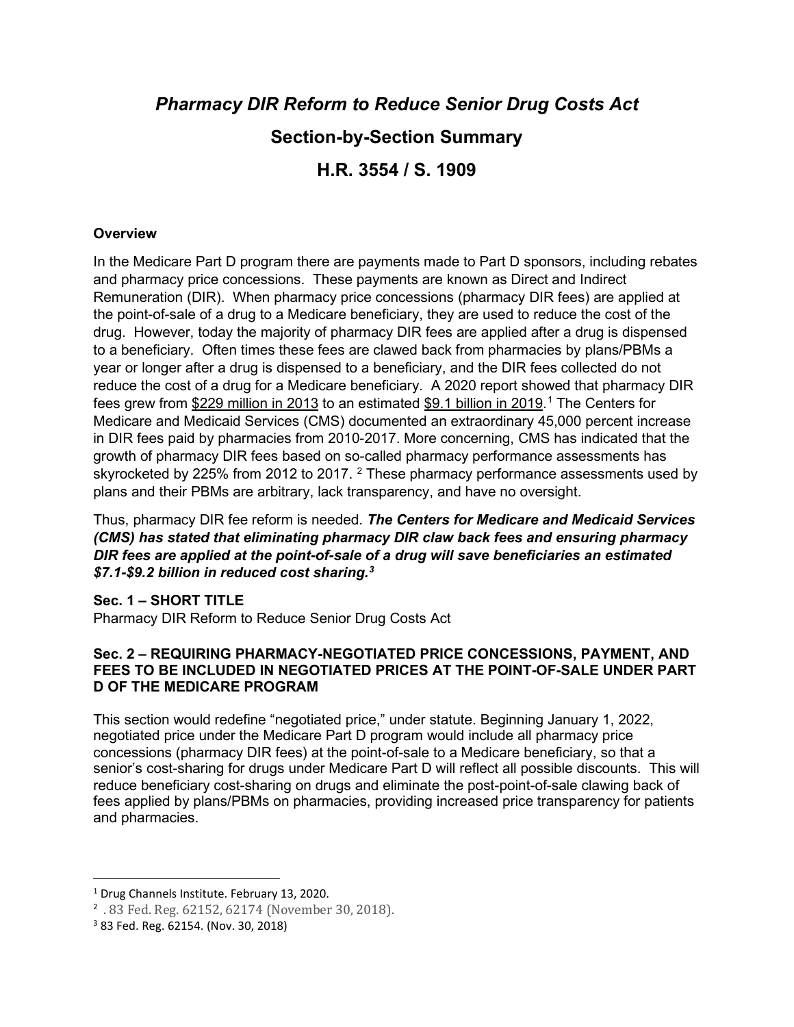# *Pharmacy DIR Reform to Reduce Senior Drug Costs Act*

## Section-by-Section Summary

## H.R. 3554 / S. 1909

**Overview**

In the Medicare Part D program there are payments made to Part D sponsors, including rebates and pharmacy price concessions. These payments are known as Direct and Indirect Remuneration (DIR). When pharmacy price concessions (pharmacy DIR fees) are applied at the point-of-sale of a drug to a Medicare beneficiary, they are used to reduce the cost of the drug. However, today the majority of pharmacy DIR fees are applied after a drug is dispensed to a beneficiary. Often times these fees are clawed back from pharmacies by plans/PBMs a year or longer after a drug is dispensed to a beneficiary, and the DIR fees collected do not reduce the cost of a drug for a Medicare beneficiary. A 2020 report showed that pharmacy DIR fees grew from $229 million in 2013 to an estimated $9.1 billion in 2019.[1] The Centers for Medicare and Medicaid Services (CMS) documented an extraordinary 45,000 percent increase in DIR fees paid by pharmacies from 2010-2017. More concerning, CMS has indicated that the growth of pharmacy DIR fees based on so-called pharmacy performance assessments has skyrocketed by 225% from 2012 to 2017. [2] These pharmacy performance assessments used by plans and their PBMs are arbitrary, lack transparency, and have no oversight.

Thus, pharmacy DIR fee reform is needed. ***The Centers for Medicare and Medicaid Services (CMS) has stated that eliminating pharmacy DIR claw back fees and ensuring pharmacy DIR fees are applied at the point-of-sale of a drug will save beneficiaries an estimated $7.1-$9.2 billion in reduced cost sharing.***[3]

**Sec. 1 – SHORT TITLE**

Pharmacy DIR Reform to Reduce Senior Drug Costs Act

**Sec. 2 – REQUIRING PHARMACY-NEGOTIATED PRICE CONCESSIONS, PAYMENT, AND FEES TO BE INCLUDED IN NEGOTIATED PRICES AT THE POINT-OF-SALE UNDER PART D OF THE MEDICARE PROGRAM**

This section would redefine "negotiated price," under statute. Beginning January 1, 2022, negotiated price under the Medicare Part D program would include all pharmacy price concessions (pharmacy DIR fees) at the point-of-sale to a Medicare beneficiary, so that a senior's cost-sharing for drugs under Medicare Part D will reflect all possible discounts. This will reduce beneficiary cost-sharing on drugs and eliminate the post-point-of-sale clawing back of fees applied by plans/PBMs on pharmacies, providing increased price transparency for patients and pharmacies.

---

[1] Drug Channels Institute. February 13, 2020.

[2] . 83 Fed. Reg. 62152, 62174 (November 30, 2018).

[3] 83 Fed. Reg. 62154. (Nov. 30, 2018)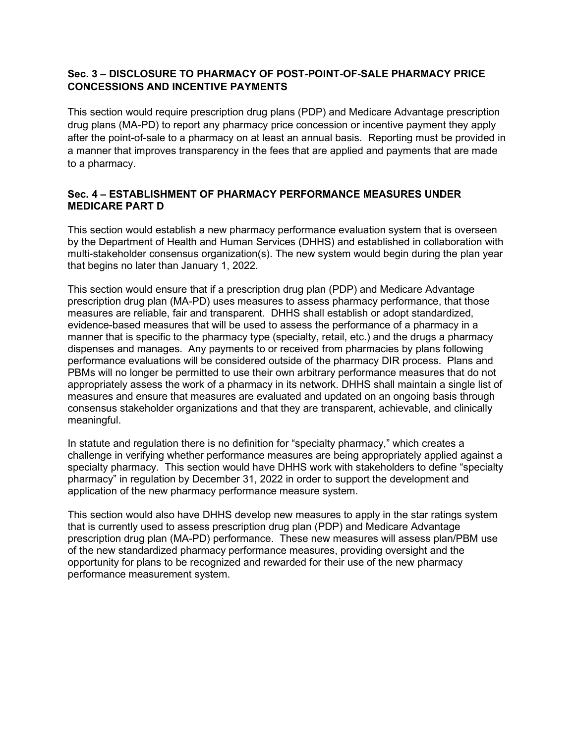**Sec. 3 – DISCLOSURE TO PHARMACY OF POST-POINT-OF-SALE PHARMACY PRICE CONCESSIONS AND INCENTIVE PAYMENTS**

This section would require prescription drug plans (PDP) and Medicare Advantage prescription drug plans (MA-PD) to report any pharmacy price concession or incentive payment they apply after the point-of-sale to a pharmacy on at least an annual basis. Reporting must be provided in a manner that improves transparency in the fees that are applied and payments that are made to a pharmacy.

**Sec. 4 – ESTABLISHMENT OF PHARMACY PERFORMANCE MEASURES UNDER MEDICARE PART D**

This section would establish a new pharmacy performance evaluation system that is overseen by the Department of Health and Human Services (DHHS) and established in collaboration with multi-stakeholder consensus organization(s). The new system would begin during the plan year that begins no later than January 1, 2022.

This section would ensure that if a prescription drug plan (PDP) and Medicare Advantage prescription drug plan (MA-PD) uses measures to assess pharmacy performance, that those measures are reliable, fair and transparent. DHHS shall establish or adopt standardized, evidence-based measures that will be used to assess the performance of a pharmacy in a manner that is specific to the pharmacy type (specialty, retail, etc.) and the drugs a pharmacy dispenses and manages. Any payments to or received from pharmacies by plans following performance evaluations will be considered outside of the pharmacy DIR process. Plans and PBMs will no longer be permitted to use their own arbitrary performance measures that do not appropriately assess the work of a pharmacy in its network. DHHS shall maintain a single list of measures and ensure that measures are evaluated and updated on an ongoing basis through consensus stakeholder organizations and that they are transparent, achievable, and clinically meaningful.

In statute and regulation there is no definition for "specialty pharmacy," which creates a challenge in verifying whether performance measures are being appropriately applied against a specialty pharmacy. This section would have DHHS work with stakeholders to define "specialty pharmacy" in regulation by December 31, 2022 in order to support the development and application of the new pharmacy performance measure system.

This section would also have DHHS develop new measures to apply in the star ratings system that is currently used to assess prescription drug plan (PDP) and Medicare Advantage prescription drug plan (MA-PD) performance. These new measures will assess plan/PBM use of the new standardized pharmacy performance measures, providing oversight and the opportunity for plans to be recognized and rewarded for their use of the new pharmacy performance measurement system.